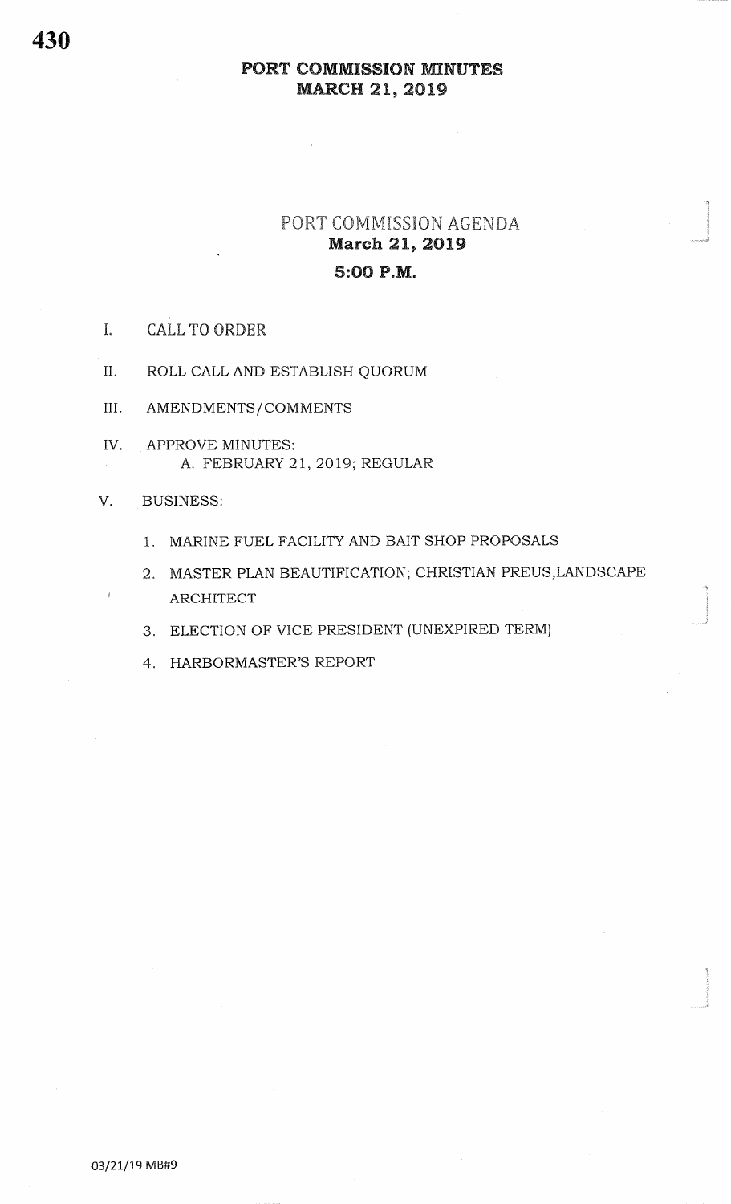# PORT COMMISSION MINUTES
# MARCH 21, 2019

## PORT COMMISSION AGENDA
## March 21, 2019
## 5:00 P.M.

I. CALL TO ORDER

II. ROLL CALL AND ESTABLISH QUORUM

III. AMENDMENTS/COMMENTS

IV. APPROVE MINUTES:
   A. FEBRUARY 21, 2019; REGULAR

V. BUSINESS:

   1. MARINE FUEL FACILITY AND BAIT SHOP PROPOSALS
   2. MASTER PLAN BEAUTIFICATION; CHRISTIAN PREUS,LANDSCAPE ARCHITECT
   3. ELECTION OF VICE PRESIDENT (UNEXPIRED TERM)
   4. HARBORMASTER'S REPORT

03/21/19 MB#9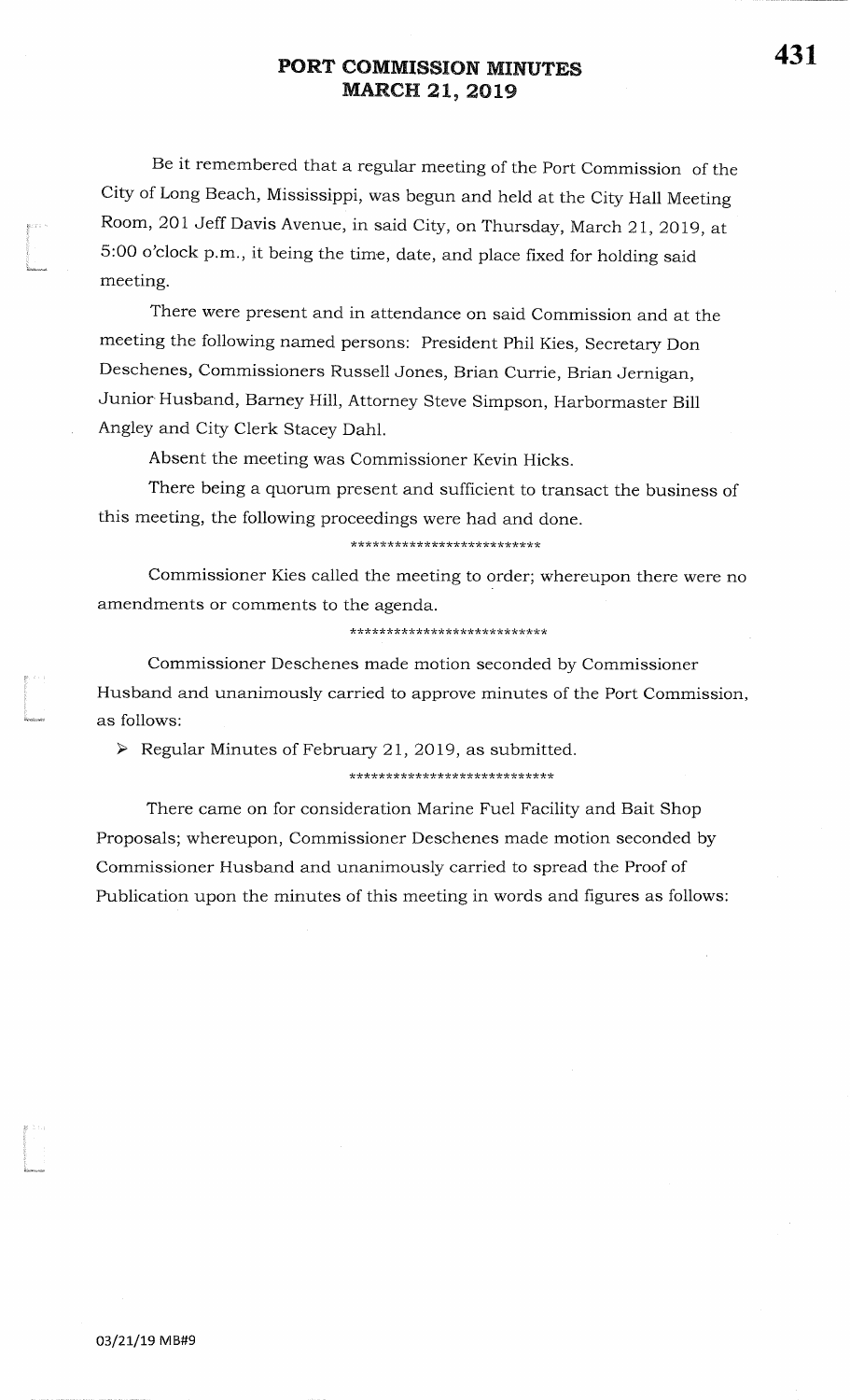# PORT COMMISSION MINUTES
## MARCH 21, 2019

Be it remembered that a regular meeting of the Port Commission of the City of Long Beach, Mississippi, was begun and held at the City Hall Meeting Room, 201 Jeff Davis Avenue, in said City, on Thursday, March 21, 2019, at 5:00 o'clock p.m., it being the time, date, and place fixed for holding said meeting.

There were present and in attendance on said Commission and at the meeting the following named persons: President Phil Kies, Secretary Don Deschenes, Commissioners Russell Jones, Brian Currie, Brian Jernigan, Junior Husband, Barney Hill, Attorney Steve Simpson, Harbormaster Bill Angley and City Clerk Stacey Dahl.

Absent the meeting was Commissioner Kevin Hicks.

There being a quorum present and sufficient to transact the business of this meeting, the following proceedings were had and done.

*************************

Commissioner Kies called the meeting to order; whereupon there were no amendments or comments to the agenda.

***************************

Commissioner Deschenes made motion seconded by Commissioner Husband and unanimously carried to approve minutes of the Port Commission, as follows:

- Regular Minutes of February 21, 2019, as submitted.

****************************

There came on for consideration Marine Fuel Facility and Bait Shop Proposals; whereupon, Commissioner Deschenes made motion seconded by Commissioner Husband and unanimously carried to spread the Proof of Publication upon the minutes of this meeting in words and figures as follows:

03/21/19 MB#9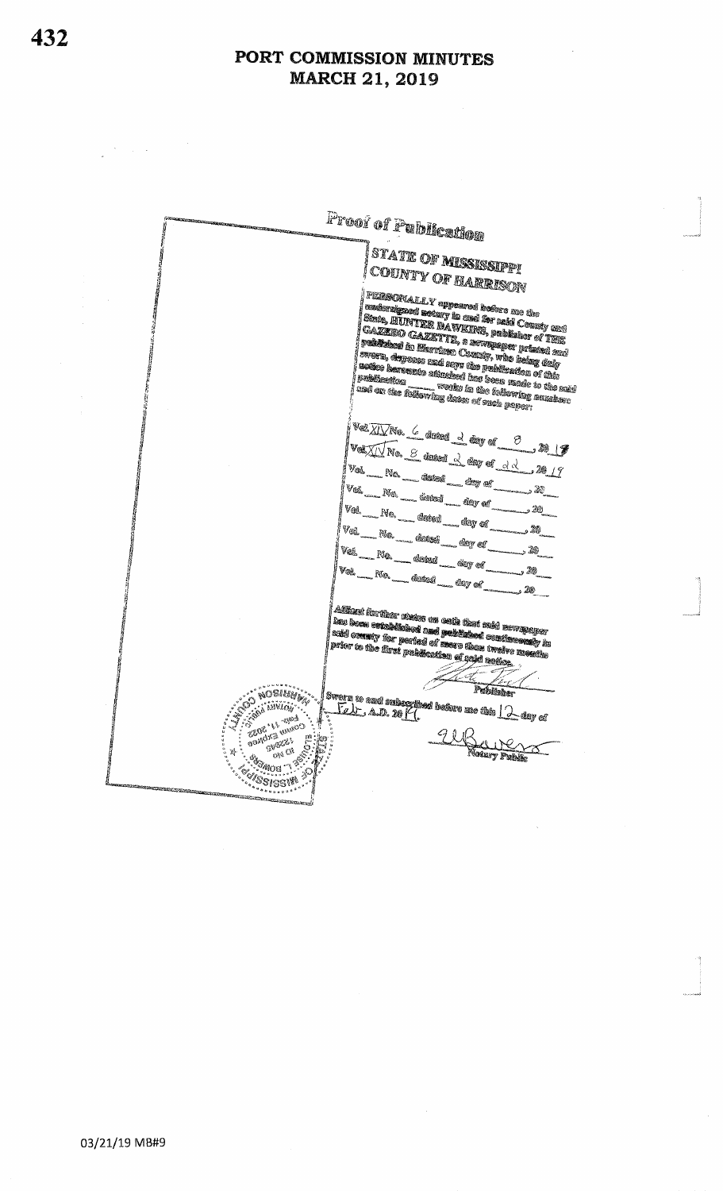# PORT COMMISSION MINUTES
# MARCH 21, 2019

## Proof of Publication

**STATE OF MISSISSIPPI**
**COUNTY OF HARRISON**

PERSONALLY appeared before me the undersigned notary in and for said County and State, HUNTER DAWKINS, publisher of THE GAZEBO GAZETTE, a newspaper printed and published in Harrison County, who being duly sworn, deposes and says the publication of this notice hereunto attached has been made to the said publication \_\_\_\_ weeks in the following numbers and on the following dates of such paper:

Vol. XIV No. 6 dated 2 day of 8, 20 19

Vol. XIV No. 8 dated 2 day of 22, 20 19

Vol. \_\_\_ No. \_\_\_ dated \_\_\_ day of \_\_\_\_\_\_, 20\_\_

Vol. \_\_\_ No. \_\_\_ dated \_\_\_ day of \_\_\_\_\_\_, 20\_\_

Vol. \_\_\_ No. \_\_\_ dated \_\_\_ day of \_\_\_\_\_\_, 20\_\_

Vol. \_\_\_ No. \_\_\_ dated \_\_\_ day of \_\_\_\_\_\_, 20\_\_

Vol. \_\_\_ No. \_\_\_ dated \_\_\_ day of \_\_\_\_\_\_, 20\_\_

Vol. \_\_\_ No. \_\_\_ dated \_\_\_ day of \_\_\_\_\_\_, 20\_\_

Affiant further states on oath that said newspaper has been established and published continuously in said county for period of more than twelve months prior to the first publication of said notice.

Publisher

Sworn to and subscribed before me this 12 day of Feb, A.D. 2019.

Notary Public

03/21/19 MB#9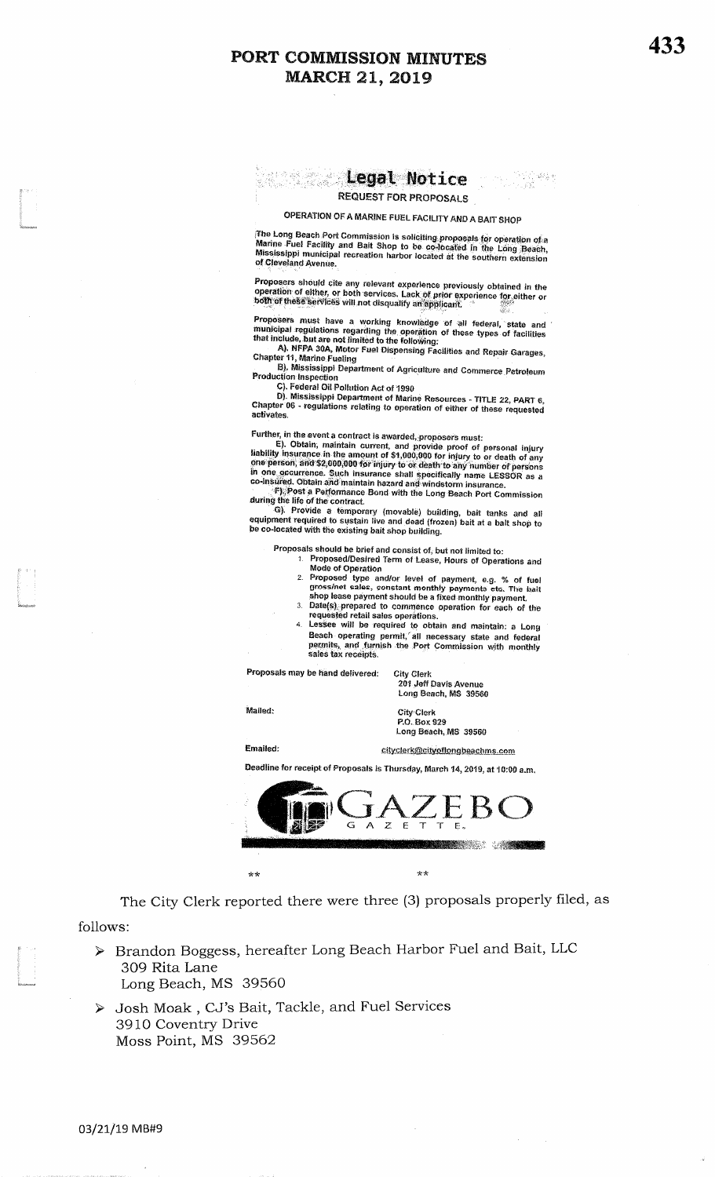# PORT COMMISSION MINUTES
## MARCH 21, 2019

## Legal Notice

### REQUEST FOR PROPOSALS

### OPERATION OF A MARINE FUEL FACILITY AND A BAIT SHOP

The Long Beach Port Commission is soliciting proposals for operation of a Marine Fuel Facility and Bait Shop to be co-located in the Long Beach, Mississippi municipal recreation harbor located at the southern extension of Cleveland Avenue.

Proposers should cite any relevant experience previously obtained in the operation of either, or both services. Lack of prior experience for either or both of these services will not disqualify an applicant.

Proposers must have a working knowledge of all federal, state and municipal regulations regarding the operation of these types of facilities that include, but are not limited to the following:

A). NFPA 30A, Motor Fuel Dispensing Facilities and Repair Garages, Chapter 11, Marine Fueling

B). Mississippi Department of Agriculture and Commerce Petroleum Production Inspection

C). Federal Oil Pollution Act of 1990

D). Mississippi Department of Marine Resources - TITLE 22, PART 6, Chapter 06 - regulations relating to operation of either of these requested activates.

Further, in the event a contract is awarded, proposers must:

E). Obtain, maintain current, and provide proof of personal injury liability insurance in the amount of $1,000,000 for injury to or death of any one person, and $2,000,000 for injury to or death to any number of persons in one occurrence. Such insurance shall specifically name LESSOR as a co-insured. Obtain and maintain hazard and windstorm insurance.

F). Post a Performance Bond with the Long Beach Port Commission during the life of the contract.

G). Provide a temporary (movable) building, bait tanks and all equipment required to sustain live and dead (frozen) bait at a bait shop to be co-located with the existing bait shop building.

Proposals should be brief and consist of, but not limited to:

1. Proposed/Desired Term of Lease, Hours of Operations and Mode of Operation
2. Proposed type and/or level of payment, e.g. % of fuel gross/net sales, constant monthly payments etc. The bait shop lease payment should be a fixed monthly payment.
3. Date(s) prepared to commence operation for each of the requested retail sales operations.
4. Lessee will be required to obtain and maintain: a Long Beach operating permit, all necessary state and federal permits, and furnish the Port Commission with monthly sales tax receipts.

Proposals may be hand delivered: City Clerk
201 Jeff Davis Avenue
Long Beach, MS 39560

Mailed: City Clerk
P.O. Box 929
Long Beach, MS 39560

Emailed: cityclerk@cityoflongbeachms.com

Deadline for receipt of Proposals is Thursday, March 14, 2019, at 10:00 a.m.

GAZEBO GAZETTE

\*\* \*\*

The City Clerk reported there were three (3) proposals properly filed, as follows:

- Brandon Boggess, hereafter Long Beach Harbor Fuel and Bait, LLC
  309 Rita Lane
  Long Beach, MS 39560

- Josh Moak , CJ's Bait, Tackle, and Fuel Services
  3910 Coventry Drive
  Moss Point, MS 39562

03/21/19 MB#9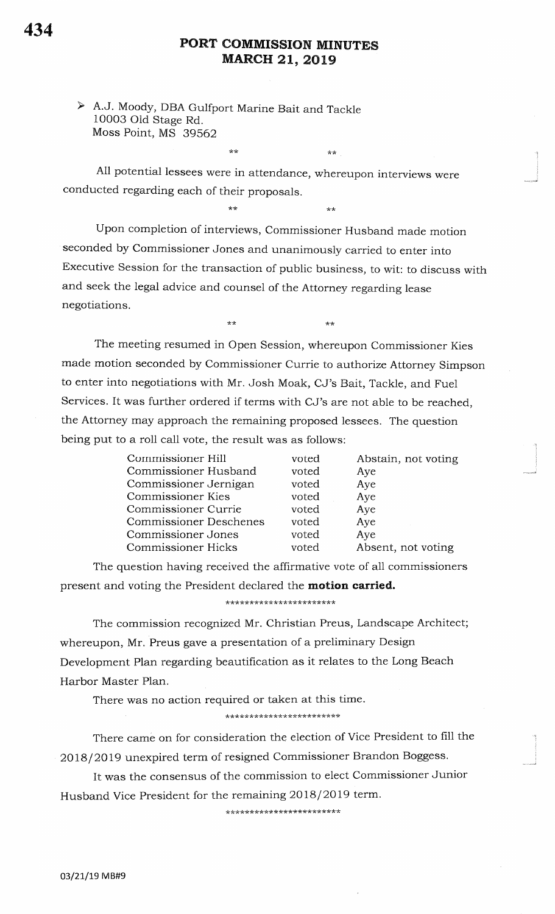## PORT COMMISSION MINUTES
## MARCH 21, 2019

- A.J. Moody, DBA Gulfport Marine Bait and Tackle
  10003 Old Stage Rd.
  Moss Point, MS 39562

\*\* \*\*

All potential lessees were in attendance, whereupon interviews were conducted regarding each of their proposals.

\*\* \*\*

Upon completion of interviews, Commissioner Husband made motion seconded by Commissioner Jones and unanimously carried to enter into Executive Session for the transaction of public business, to wit: to discuss with and seek the legal advice and counsel of the Attorney regarding lease negotiations.

\*\* \*\*

The meeting resumed in Open Session, whereupon Commissioner Kies made motion seconded by Commissioner Currie to authorize Attorney Simpson to enter into negotiations with Mr. Josh Moak, CJ's Bait, Tackle, and Fuel Services. It was further ordered if terms with CJ's are not able to be reached, the Attorney may approach the remaining proposed lessees. The question being put to a roll call vote, the result was as follows:

| | | |
|---|---|---|
| Commissioner Hill | voted | Abstain, not voting |
| Commissioner Husband | voted | Aye |
| Commissioner Jernigan | voted | Aye |
| Commissioner Kies | voted | Aye |
| Commissioner Currie | voted | Aye |
| Commissioner Deschenes | voted | Aye |
| Commissioner Jones | voted | Aye |
| Commissioner Hicks | voted | Absent, not voting |

The question having received the affirmative vote of all commissioners present and voting the President declared the **motion carried.**

\*\*\*\*\*\*\*\*\*\*\*\*\*\*\*\*\*\*\*\*\*\*\*

The commission recognized Mr. Christian Preus, Landscape Architect; whereupon, Mr. Preus gave a presentation of a preliminary Design Development Plan regarding beautification as it relates to the Long Beach Harbor Master Plan.

There was no action required or taken at this time.

\*\*\*\*\*\*\*\*\*\*\*\*\*\*\*\*\*\*\*\*\*\*\*\*

There came on for consideration the election of Vice President to fill the 2018/2019 unexpired term of resigned Commissioner Brandon Boggess.

It was the consensus of the commission to elect Commissioner Junior Husband Vice President for the remaining 2018/2019 term.

\*\*\*\*\*\*\*\*\*\*\*\*\*\*\*\*\*\*\*\*\*\*\*\*

03/21/19 MB#9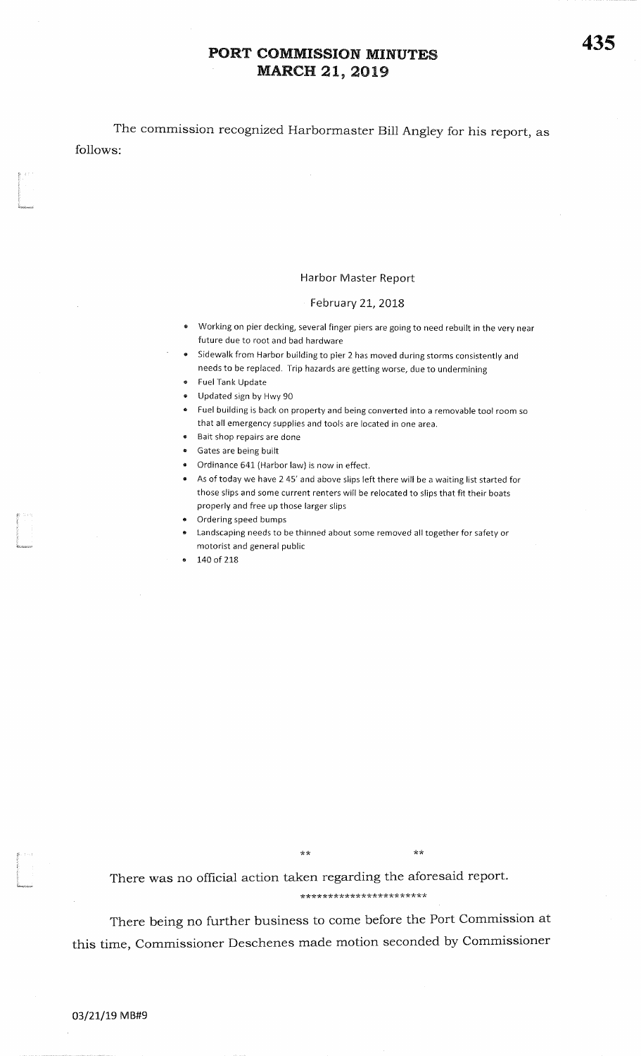# PORT COMMISSION MINUTES
## MARCH 21, 2019

The commission recognized Harbormaster Bill Angley for his report, as follows:

### Harbor Master Report

February 21, 2018

- Working on pier decking, several finger piers are going to need rebuilt in the very near future due to root and bad hardware
- Sidewalk from Harbor building to pier 2 has moved during storms consistently and needs to be replaced. Trip hazards are getting worse, due to undermining
- Fuel Tank Update
- Updated sign by Hwy 90
- Fuel building is back on property and being converted into a removable tool room so that all emergency supplies and tools are located in one area.
- Bait shop repairs are done
- Gates are being built
- Ordinance 641 (Harbor law) is now in effect.
- As of today we have 2 45' and above slips left there will be a waiting list started for those slips and some current renters will be relocated to slips that fit their boats properly and free up those larger slips
- Ordering speed bumps
- Landscaping needs to be thinned about some removed all together for safety or motorist and general public
- 140 of 218

** **

There was no official action taken regarding the aforesaid report.

**********************

There being no further business to come before the Port Commission at this time, Commissioner Deschenes made motion seconded by Commissioner

03/21/19 MB#9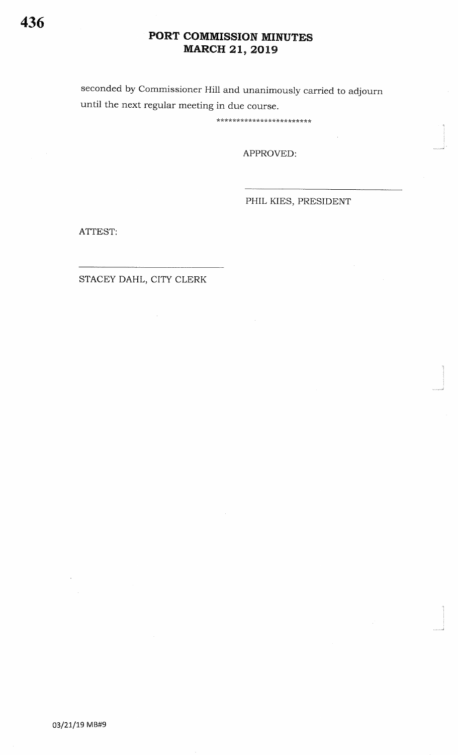seconded by Commissioner Hill and unanimously carried to adjourn until the next regular meeting in due course.

************************

APPROVED:

_______________________________

PHIL KIES, PRESIDENT

ATTEST:

_______________________________

STACEY DAHL, CITY CLERK